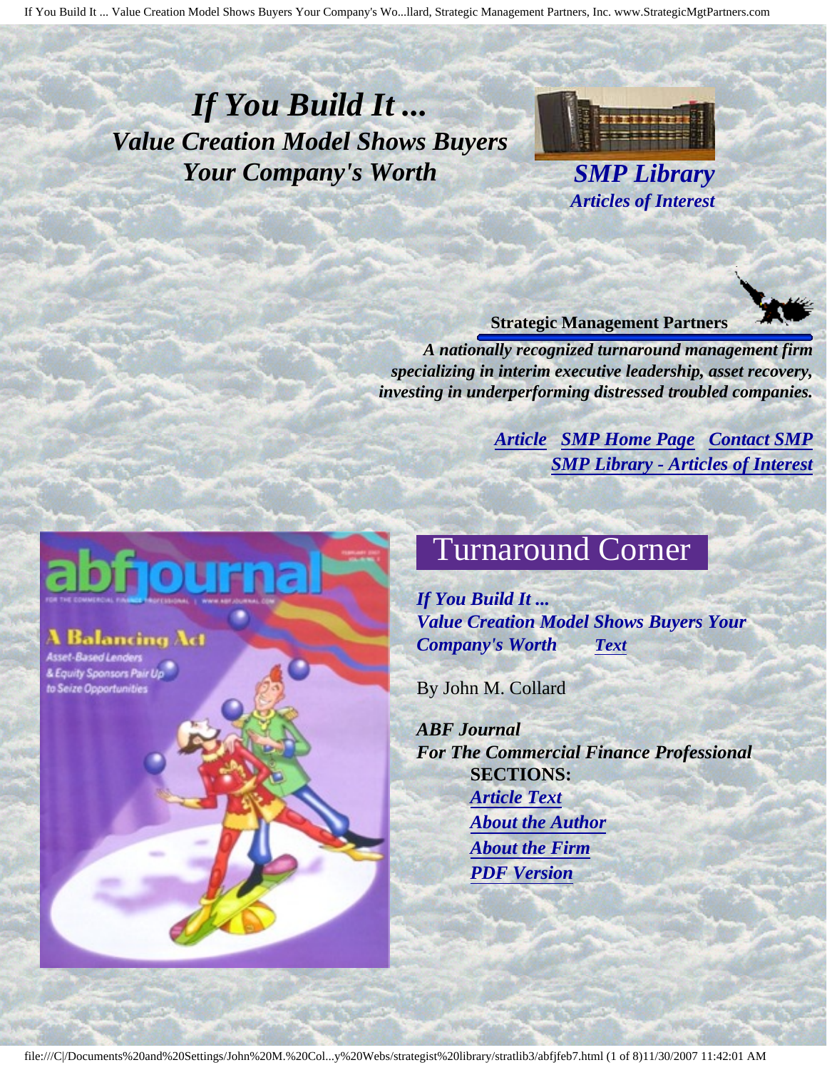# *If You Build It ...*

## *Value Creation Model Shows Buyers Your Company's Worth*

***SMP Library***
***Articles of Interest***

**Strategic Management Partners**

***A nationally recognized turnaround management firm specializing in interim executive leadership, asset recovery, investing in underperforming distressed troubled companies.***

***Article*** ***SMP Home Page*** ***Contact SMP***
***SMP Library - Articles of Interest***

## Turnaround Corner

***If You Build It ...***
***Value Creation Model Shows Buyers Your Company's Worth*** ***Text***

By John M. Collard

***ABF Journal***
***For The Commercial Finance Professional***

**SECTIONS:**

- ***Article Text***
- ***About the Author***
- ***About the Firm***
- ***PDF Version***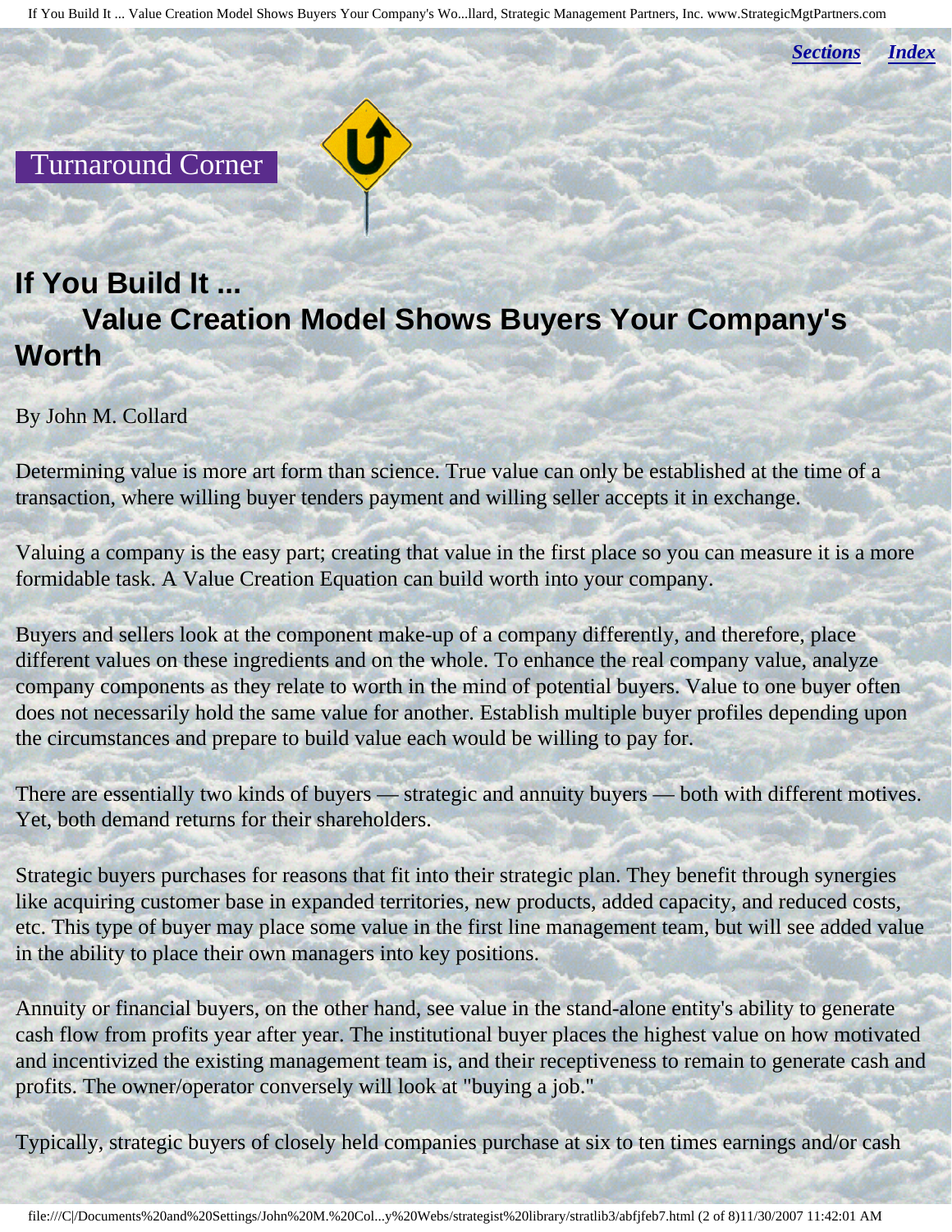Sections Index

Turnaround Corner

# If You Build It ... Value Creation Model Shows Buyers Your Company's Worth

By John M. Collard

Determining value is more art form than science. True value can only be established at the time of a transaction, where willing buyer tenders payment and willing seller accepts it in exchange.

Valuing a company is the easy part; creating that value in the first place so you can measure it is a more formidable task. A Value Creation Equation can build worth into your company.

Buyers and sellers look at the component make-up of a company differently, and therefore, place different values on these ingredients and on the whole. To enhance the real company value, analyze company components as they relate to worth in the mind of potential buyers. Value to one buyer often does not necessarily hold the same value for another. Establish multiple buyer profiles depending upon the circumstances and prepare to build value each would be willing to pay for.

There are essentially two kinds of buyers — strategic and annuity buyers — both with different motives. Yet, both demand returns for their shareholders.

Strategic buyers purchases for reasons that fit into their strategic plan. They benefit through synergies like acquiring customer base in expanded territories, new products, added capacity, and reduced costs, etc. This type of buyer may place some value in the first line management team, but will see added value in the ability to place their own managers into key positions.

Annuity or financial buyers, on the other hand, see value in the stand-alone entity's ability to generate cash flow from profits year after year. The institutional buyer places the highest value on how motivated and incentivized the existing management team is, and their receptiveness to remain to generate cash and profits. The owner/operator conversely will look at "buying a job."

Typically, strategic buyers of closely held companies purchase at six to ten times earnings and/or cash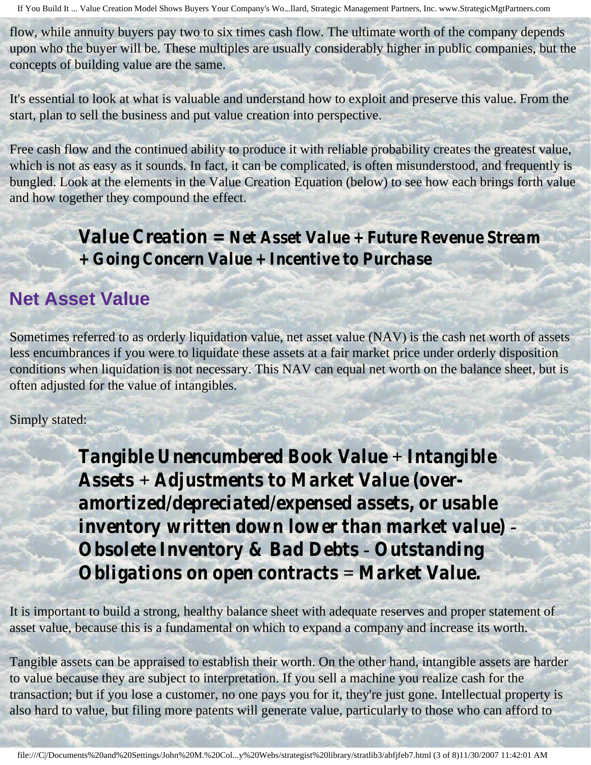flow, while annuity buyers pay two to six times cash flow. The ultimate worth of the company depends upon who the buyer will be. These multiples are usually considerably higher in public companies, but the concepts of building value are the same.

It's essential to look at what is valuable and understand how to exploit and preserve this value. From the start, plan to sell the business and put value creation into perspective.

Free cash flow and the continued ability to produce it with reliable probability creates the greatest value, which is not as easy as it sounds. In fact, it can be complicated, is often misunderstood, and frequently is bungled. Look at the elements in the Value Creation Equation (below) to see how each brings forth value and how together they compound the effect.

> ***Value Creation = Net Asset Value + Future Revenue Stream + Going Concern Value + Incentive to Purchase***

## Net Asset Value

Sometimes referred to as orderly liquidation value, net asset value (NAV) is the cash net worth of assets less encumbrances if you were to liquidate these assets at a fair market price under orderly disposition conditions when liquidation is not necessary. This NAV can equal net worth on the balance sheet, but is often adjusted for the value of intangibles.

Simply stated:

> ***Tangible Unencumbered Book Value*** + ***Intangible Assets*** + ***Adjustments to Market Value (over-amortized/depreciated/expensed assets, or usable inventory written down lower than market value)*** – ***Obsolete Inventory & Bad Debts*** – ***Outstanding Obligations on open contracts*** = ***Market Value.***

It is important to build a strong, healthy balance sheet with adequate reserves and proper statement of asset value, because this is a fundamental on which to expand a company and increase its worth.

Tangible assets can be appraised to establish their worth. On the other hand, intangible assets are harder to value because they are subject to interpretation. If you sell a machine you realize cash for the transaction; but if you lose a customer, no one pays you for it, they're just gone. Intellectual property is also hard to value, but filing more patents will generate value, particularly to those who can afford to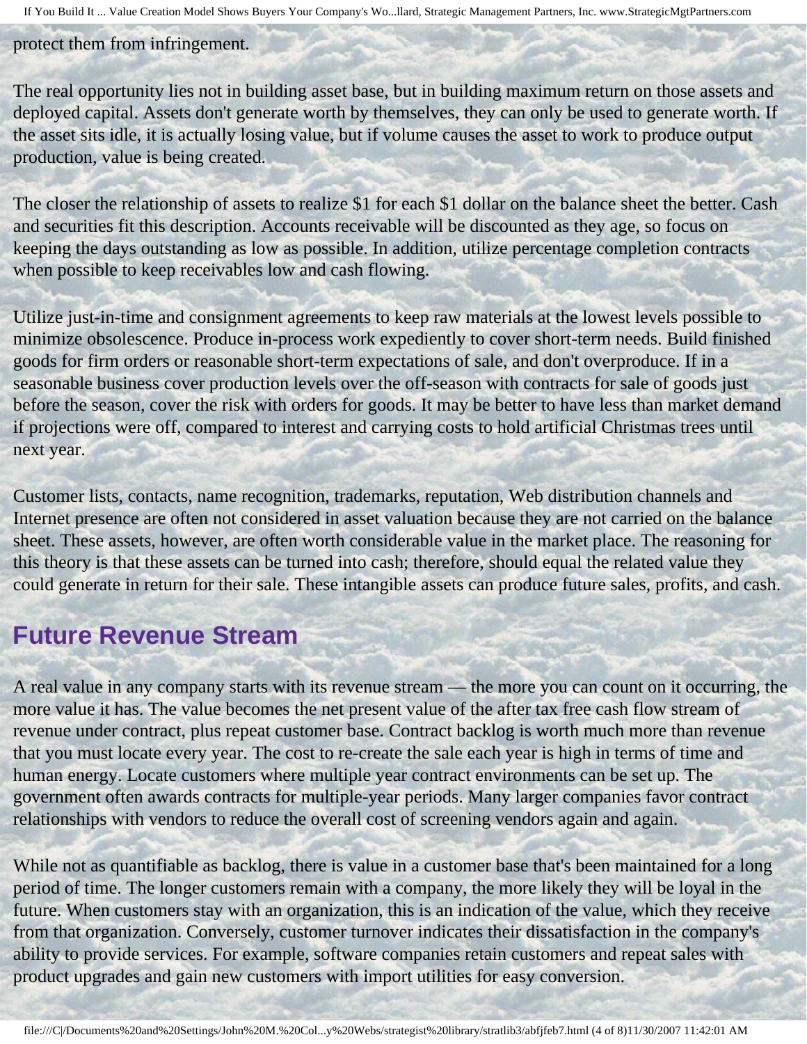protect them from infringement.

The real opportunity lies not in building asset base, but in building maximum return on those assets and deployed capital. Assets don't generate worth by themselves, they can only be used to generate worth. If the asset sits idle, it is actually losing value, but if volume causes the asset to work to produce output production, value is being created.

The closer the relationship of assets to realize $1 for each $1 dollar on the balance sheet the better. Cash and securities fit this description. Accounts receivable will be discounted as they age, so focus on keeping the days outstanding as low as possible. In addition, utilize percentage completion contracts when possible to keep receivables low and cash flowing.

Utilize just-in-time and consignment agreements to keep raw materials at the lowest levels possible to minimize obsolescence. Produce in-process work expediently to cover short-term needs. Build finished goods for firm orders or reasonable short-term expectations of sale, and don't overproduce. If in a seasonable business cover production levels over the off-season with contracts for sale of goods just before the season, cover the risk with orders for goods. It may be better to have less than market demand if projections were off, compared to interest and carrying costs to hold artificial Christmas trees until next year.

Customer lists, contacts, name recognition, trademarks, reputation, Web distribution channels and Internet presence are often not considered in asset valuation because they are not carried on the balance sheet. These assets, however, are often worth considerable value in the market place. The reasoning for this theory is that these assets can be turned into cash; therefore, should equal the related value they could generate in return for their sale. These intangible assets can produce future sales, profits, and cash.

## Future Revenue Stream

A real value in any company starts with its revenue stream — the more you can count on it occurring, the more value it has. The value becomes the net present value of the after tax free cash flow stream of revenue under contract, plus repeat customer base. Contract backlog is worth much more than revenue that you must locate every year. The cost to re-create the sale each year is high in terms of time and human energy. Locate customers where multiple year contract environments can be set up. The government often awards contracts for multiple-year periods. Many larger companies favor contract relationships with vendors to reduce the overall cost of screening vendors again and again.

While not as quantifiable as backlog, there is value in a customer base that's been maintained for a long period of time. The longer customers remain with a company, the more likely they will be loyal in the future. When customers stay with an organization, this is an indication of the value, which they receive from that organization. Conversely, customer turnover indicates their dissatisfaction in the company's ability to provide services. For example, software companies retain customers and repeat sales with product upgrades and gain new customers with import utilities for easy conversion.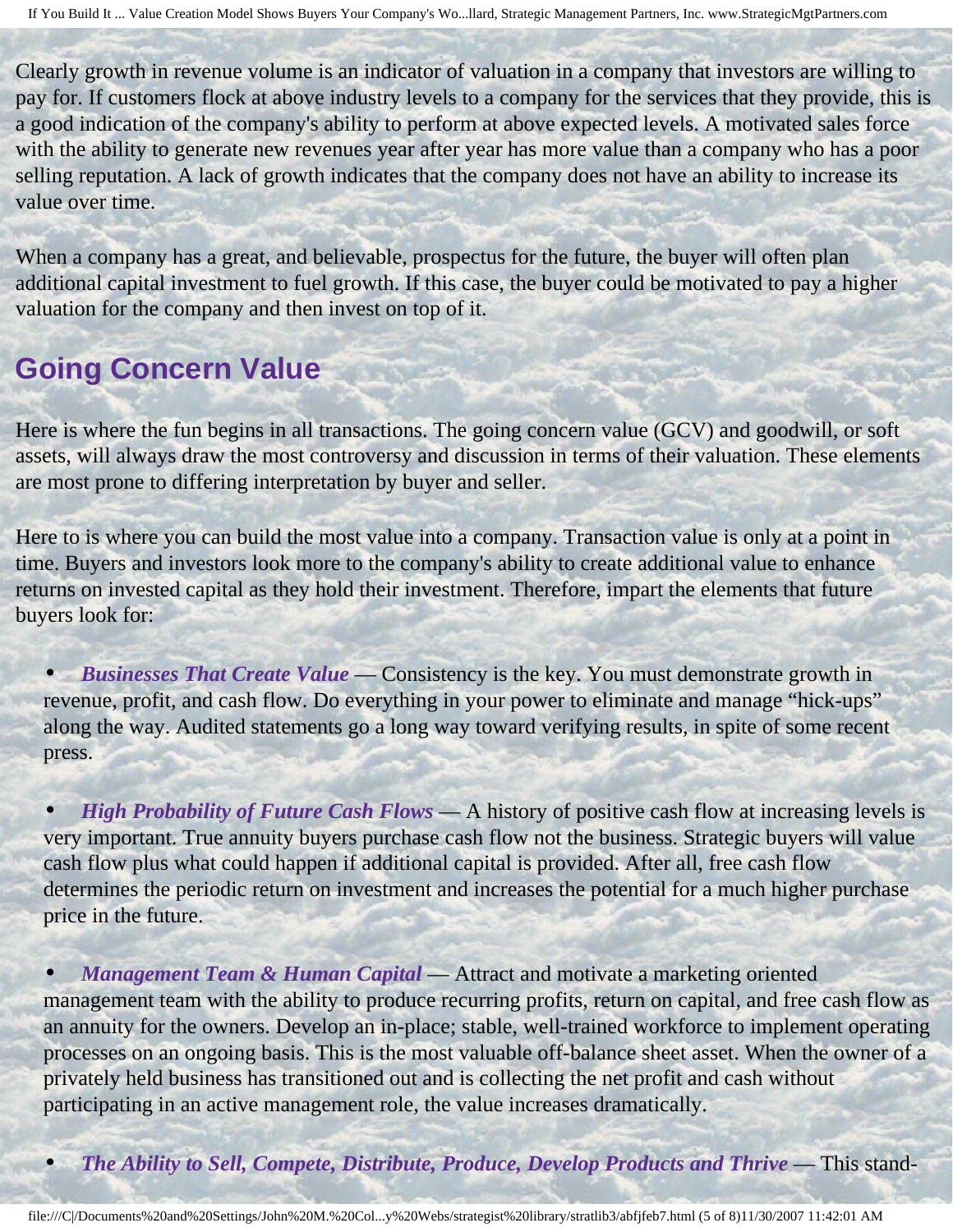Clearly growth in revenue volume is an indicator of valuation in a company that investors are willing to pay for. If customers flock at above industry levels to a company for the services that they provide, this is a good indication of the company's ability to perform at above expected levels. A motivated sales force with the ability to generate new revenues year after year has more value than a company who has a poor selling reputation. A lack of growth indicates that the company does not have an ability to increase its value over time.

When a company has a great, and believable, prospectus for the future, the buyer will often plan additional capital investment to fuel growth. If this case, the buyer could be motivated to pay a higher valuation for the company and then invest on top of it.

## Going Concern Value

Here is where the fun begins in all transactions. The going concern value (GCV) and goodwill, or soft assets, will always draw the most controversy and discussion in terms of their valuation. These elements are most prone to differing interpretation by buyer and seller.

Here to is where you can build the most value into a company. Transaction value is only at a point in time. Buyers and investors look more to the company's ability to create additional value to enhance returns on invested capital as they hold their investment. Therefore, impart the elements that future buyers look for:

- ***Businesses That Create Value*** — Consistency is the key. You must demonstrate growth in revenue, profit, and cash flow. Do everything in your power to eliminate and manage "hick-ups" along the way. Audited statements go a long way toward verifying results, in spite of some recent press.

- ***High Probability of Future Cash Flows*** — A history of positive cash flow at increasing levels is very important. True annuity buyers purchase cash flow not the business. Strategic buyers will value cash flow plus what could happen if additional capital is provided. After all, free cash flow determines the periodic return on investment and increases the potential for a much higher purchase price in the future.

- ***Management Team & Human Capital*** — Attract and motivate a marketing oriented management team with the ability to produce recurring profits, return on capital, and free cash flow as an annuity for the owners. Develop an in-place; stable, well-trained workforce to implement operating processes on an ongoing basis. This is the most valuable off-balance sheet asset. When the owner of a privately held business has transitioned out and is collecting the net profit and cash without participating in an active management role, the value increases dramatically.

- ***The Ability to Sell, Compete, Distribute, Produce, Develop Products and Thrive*** — This stand-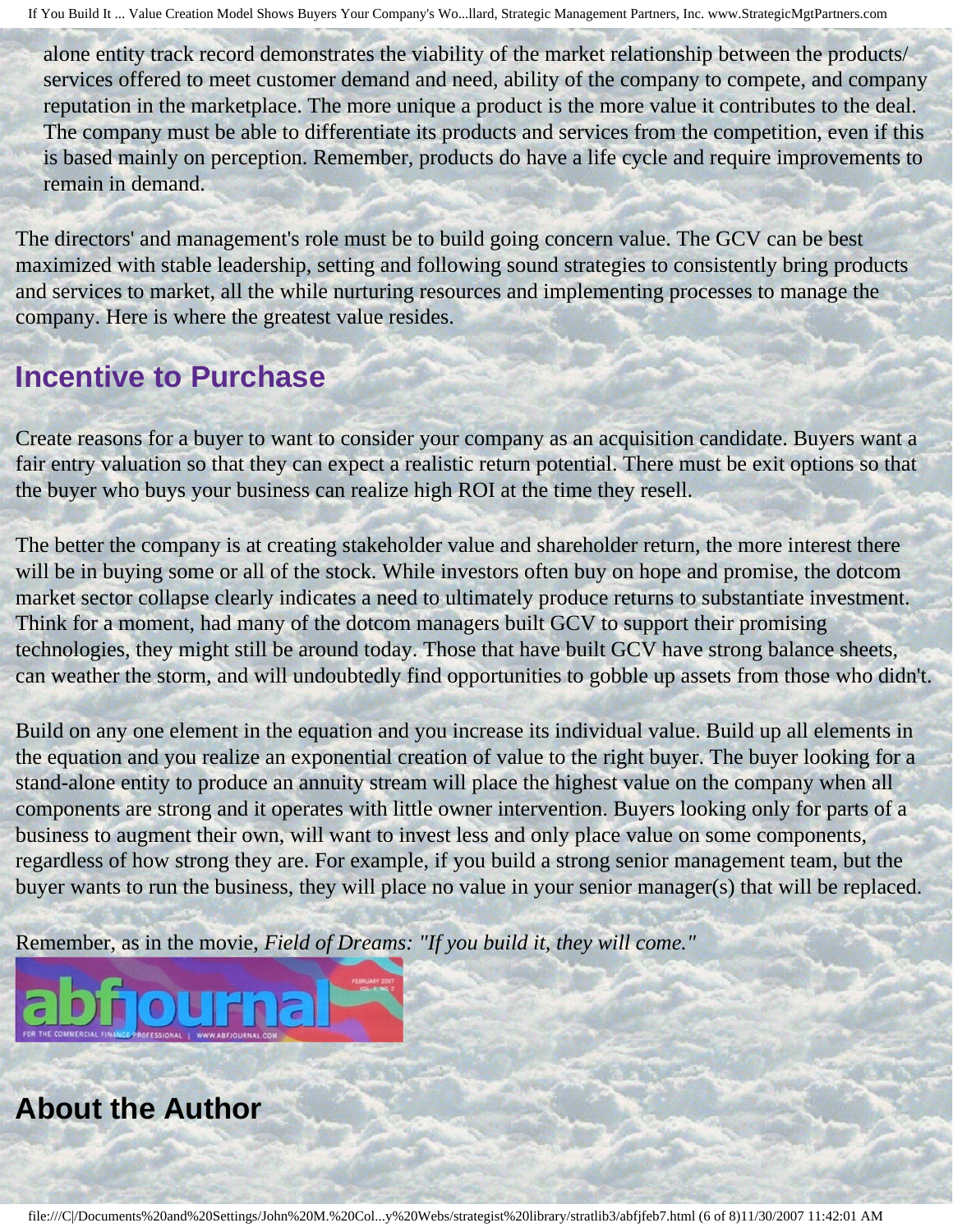alone entity track record demonstrates the viability of the market relationship between the products/services offered to meet customer demand and need, ability of the company to compete, and company reputation in the marketplace. The more unique a product is the more value it contributes to the deal. The company must be able to differentiate its products and services from the competition, even if this is based mainly on perception. Remember, products do have a life cycle and require improvements to remain in demand.

The directors' and management's role must be to build going concern value. The GCV can be best maximized with stable leadership, setting and following sound strategies to consistently bring products and services to market, all the while nurturing resources and implementing processes to manage the company. Here is where the greatest value resides.

## Incentive to Purchase

Create reasons for a buyer to want to consider your company as an acquisition candidate. Buyers want a fair entry valuation so that they can expect a realistic return potential. There must be exit options so that the buyer who buys your business can realize high ROI at the time they resell.

The better the company is at creating stakeholder value and shareholder return, the more interest there will be in buying some or all of the stock. While investors often buy on hope and promise, the dotcom market sector collapse clearly indicates a need to ultimately produce returns to substantiate investment. Think for a moment, had many of the dotcom managers built GCV to support their promising technologies, they might still be around today. Those that have built GCV have strong balance sheets, can weather the storm, and will undoubtedly find opportunities to gobble up assets from those who didn't.

Build on any one element in the equation and you increase its individual value. Build up all elements in the equation and you realize an exponential creation of value to the right buyer. The buyer looking for a stand-alone entity to produce an annuity stream will place the highest value on the company when all components are strong and it operates with little owner intervention. Buyers looking only for parts of a business to augment their own, will want to invest less and only place value on some components, regardless of how strong they are. For example, if you build a strong senior management team, but the buyer wants to run the business, they will place no value in your senior manager(s) that will be replaced.

Remember, as in the movie, *Field of Dreams: "If you build it, they will come."*

abfjournal

FEBRUARY 2007 VOL. 5 NO. 2

FOR THE COMMERCIAL FINANCE PROFESSIONAL | WWW.ABFJOURNAL.COM

## About the Author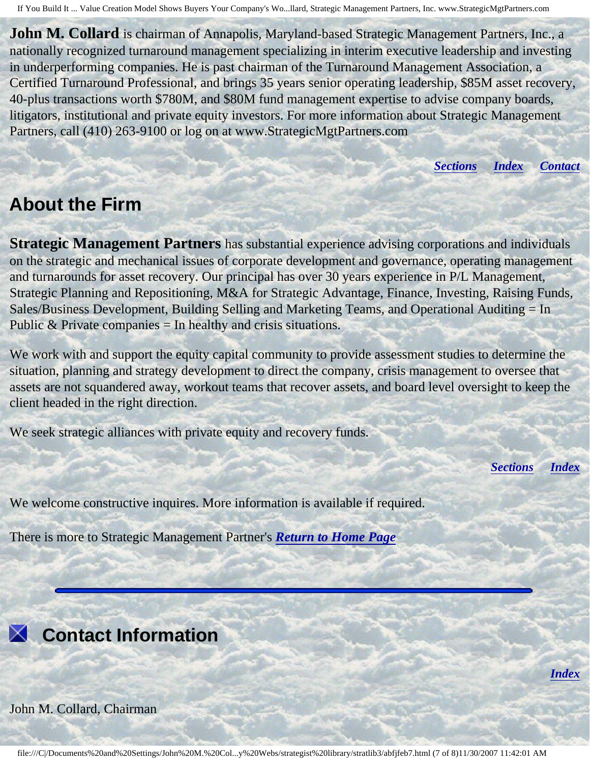**John M. Collard** is chairman of Annapolis, Maryland-based Strategic Management Partners, Inc., a nationally recognized turnaround management specializing in interim executive leadership and investing in underperforming companies. He is past chairman of the Turnaround Management Association, a Certified Turnaround Professional, and brings 35 years senior operating leadership, $85M asset recovery, 40-plus transactions worth $780M, and $80M fund management expertise to advise company boards, litigators, institutional and private equity investors. For more information about Strategic Management Partners, call (410) 263-9100 or log on at www.StrategicMgtPartners.com

***Sections*** ***Index*** ***Contact***

## About the Firm

**Strategic Management Partners** has substantial experience advising corporations and individuals on the strategic and mechanical issues of corporate development and governance, operating management and turnarounds for asset recovery. Our principal has over 30 years experience in P/L Management, Strategic Planning and Repositioning, M&A for Strategic Advantage, Finance, Investing, Raising Funds, Sales/Business Development, Building Selling and Marketing Teams, and Operational Auditing = In Public & Private companies = In healthy and crisis situations.

We work with and support the equity capital community to provide assessment studies to determine the situation, planning and strategy development to direct the company, crisis management to oversee that assets are not squandered away, workout teams that recover assets, and board level oversight to keep the client headed in the right direction.

We seek strategic alliances with private equity and recovery funds.

***Sections*** ***Index***

We welcome constructive inquires. More information is available if required.

There is more to Strategic Management Partner's ***Return to Home Page***

---

## Contact Information

***Index***

John M. Collard, Chairman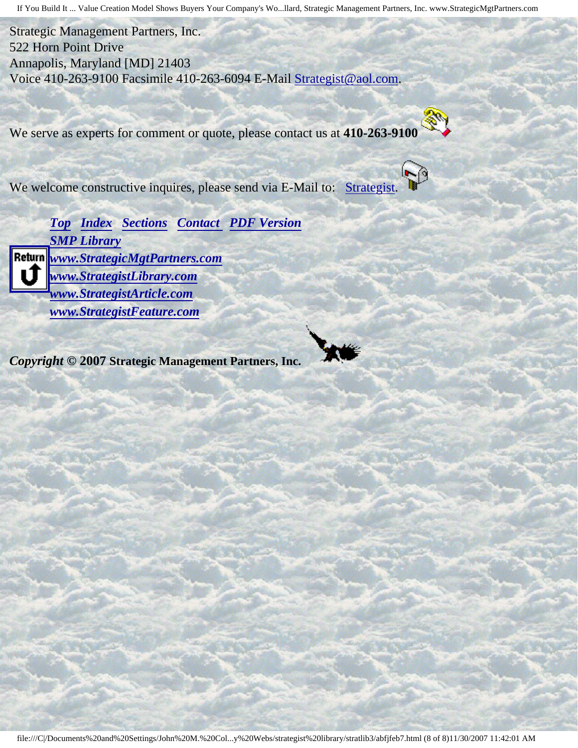Strategic Management Partners, Inc.
522 Horn Point Drive
Annapolis, Maryland [MD] 21403
Voice 410-263-9100 Facsimile 410-263-6094 E-Mail Strategist@aol.com.

We serve as experts for comment or quote, please contact us at **410-263-9100**

We welcome constructive inquires, please send via E-Mail to: Strategist.

***Top* *Index* *Sections* *Contact* *PDF Version***
***SMP Library***
***www.StrategicMgtPartners.com***
***www.StrategistLibrary.com***
***www.StrategistArticle.com***
***www.StrategistFeature.com***

***Copyright*** **© 2007 Strategic Management Partners, Inc.**